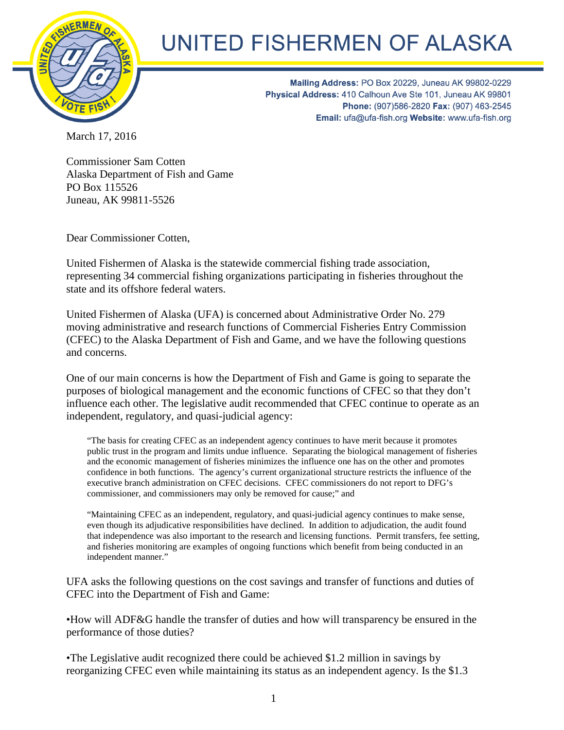# UNITED FISHERMEN OF ALASKA

**Mailing Address:** PO Box 20229, Juneau AK 99802-0229
**Physical Address:** 410 Calhoun Ave Ste 101, Juneau AK 99801
**Phone:** (907)586-2820 **Fax:** (907) 463-2545
**Email:** ufa@ufa-fish.org **Website:** www.ufa-fish.org

March 17, 2016

Commissioner Sam Cotten
Alaska Department of Fish and Game
PO Box 115526
Juneau, AK 99811-5526

Dear Commissioner Cotten,

United Fishermen of Alaska is the statewide commercial fishing trade association, representing 34 commercial fishing organizations participating in fisheries throughout the state and its offshore federal waters.

United Fishermen of Alaska (UFA) is concerned about Administrative Order No. 279 moving administrative and research functions of Commercial Fisheries Entry Commission (CFEC) to the Alaska Department of Fish and Game, and we have the following questions and concerns.

One of our main concerns is how the Department of Fish and Game is going to separate the purposes of biological management and the economic functions of CFEC so that they don't influence each other. The legislative audit recommended that CFEC continue to operate as an independent, regulatory, and quasi-judicial agency:

> "The basis for creating CFEC as an independent agency continues to have merit because it promotes public trust in the program and limits undue influence. Separating the biological management of fisheries and the economic management of fisheries minimizes the influence one has on the other and promotes confidence in both functions. The agency's current organizational structure restricts the influence of the executive branch administration on CFEC decisions. CFEC commissioners do not report to DFG's commissioner, and commissioners may only be removed for cause;" and
>
> "Maintaining CFEC as an independent, regulatory, and quasi-judicial agency continues to make sense, even though its adjudicative responsibilities have declined. In addition to adjudication, the audit found that independence was also important to the research and licensing functions. Permit transfers, fee setting, and fisheries monitoring are examples of ongoing functions which benefit from being conducted in an independent manner."

UFA asks the following questions on the cost savings and transfer of functions and duties of CFEC into the Department of Fish and Game:

•How will ADF&G handle the transfer of duties and how will transparency be ensured in the performance of those duties?

•The Legislative audit recognized there could be achieved $1.2 million in savings by reorganizing CFEC even while maintaining its status as an independent agency. Is the $1.3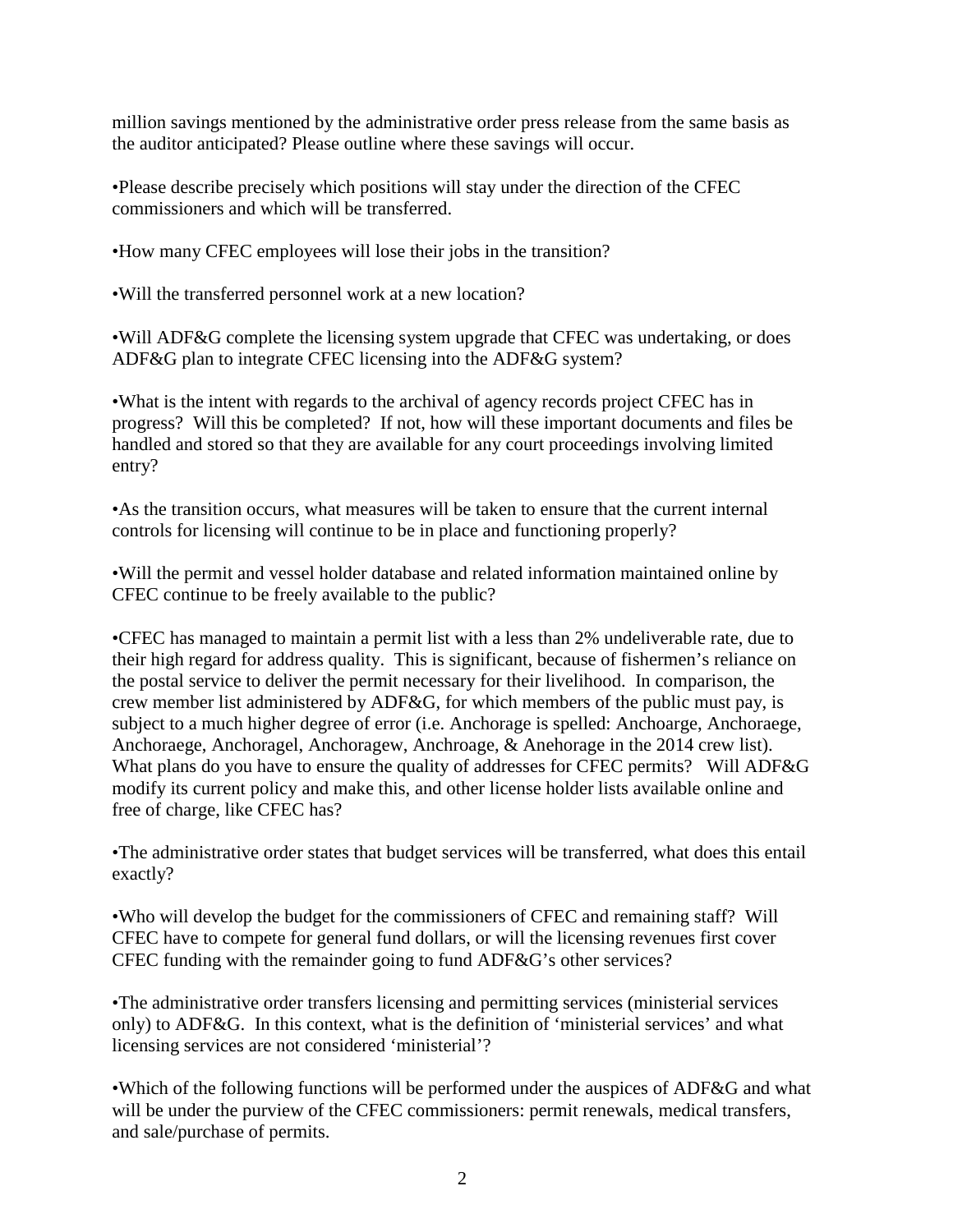million savings mentioned by the administrative order press release from the same basis as the auditor anticipated? Please outline where these savings will occur.

•Please describe precisely which positions will stay under the direction of the CFEC commissioners and which will be transferred.

•How many CFEC employees will lose their jobs in the transition?

•Will the transferred personnel work at a new location?

•Will ADF&G complete the licensing system upgrade that CFEC was undertaking, or does ADF&G plan to integrate CFEC licensing into the ADF&G system?

•What is the intent with regards to the archival of agency records project CFEC has in progress? Will this be completed? If not, how will these important documents and files be handled and stored so that they are available for any court proceedings involving limited entry?

•As the transition occurs, what measures will be taken to ensure that the current internal controls for licensing will continue to be in place and functioning properly?

•Will the permit and vessel holder database and related information maintained online by CFEC continue to be freely available to the public?

•CFEC has managed to maintain a permit list with a less than 2% undeliverable rate, due to their high regard for address quality. This is significant, because of fishermen's reliance on the postal service to deliver the permit necessary for their livelihood. In comparison, the crew member list administered by ADF&G, for which members of the public must pay, is subject to a much higher degree of error (i.e. Anchorage is spelled: Anchoarge, Anchoraege, Anchoraege, Anchoragel, Anchoragew, Anchroage, & Anehorage in the 2014 crew list). What plans do you have to ensure the quality of addresses for CFEC permits? Will ADF&G modify its current policy and make this, and other license holder lists available online and free of charge, like CFEC has?

•The administrative order states that budget services will be transferred, what does this entail exactly?

•Who will develop the budget for the commissioners of CFEC and remaining staff? Will CFEC have to compete for general fund dollars, or will the licensing revenues first cover CFEC funding with the remainder going to fund ADF&G's other services?

•The administrative order transfers licensing and permitting services (ministerial services only) to ADF&G. In this context, what is the definition of 'ministerial services' and what licensing services are not considered 'ministerial'?

•Which of the following functions will be performed under the auspices of ADF&G and what will be under the purview of the CFEC commissioners: permit renewals, medical transfers, and sale/purchase of permits.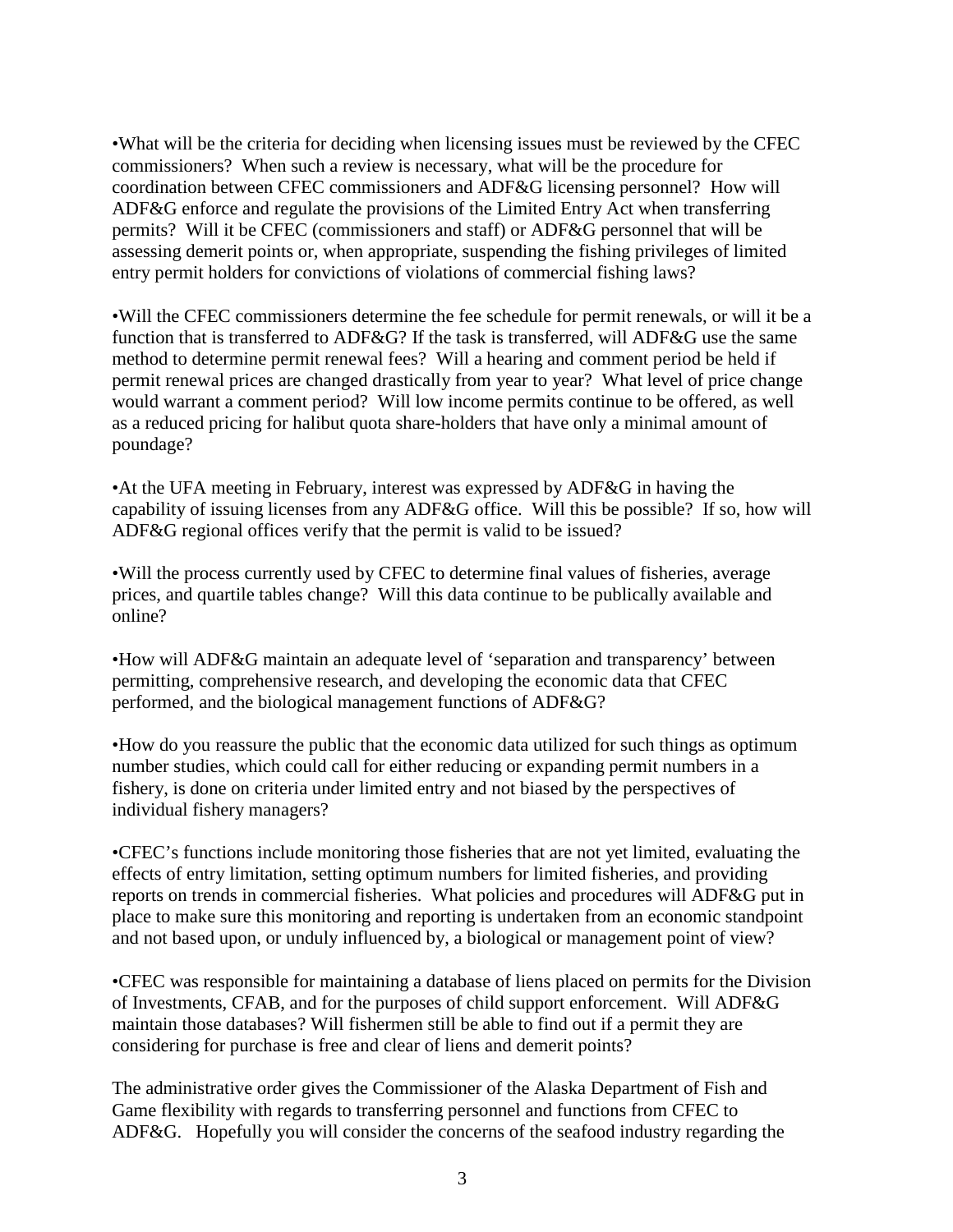•What will be the criteria for deciding when licensing issues must be reviewed by the CFEC commissioners? When such a review is necessary, what will be the procedure for coordination between CFEC commissioners and ADF&G licensing personnel? How will ADF&G enforce and regulate the provisions of the Limited Entry Act when transferring permits? Will it be CFEC (commissioners and staff) or ADF&G personnel that will be assessing demerit points or, when appropriate, suspending the fishing privileges of limited entry permit holders for convictions of violations of commercial fishing laws?

•Will the CFEC commissioners determine the fee schedule for permit renewals, or will it be a function that is transferred to ADF&G? If the task is transferred, will ADF&G use the same method to determine permit renewal fees? Will a hearing and comment period be held if permit renewal prices are changed drastically from year to year? What level of price change would warrant a comment period? Will low income permits continue to be offered, as well as a reduced pricing for halibut quota share-holders that have only a minimal amount of poundage?

•At the UFA meeting in February, interest was expressed by ADF&G in having the capability of issuing licenses from any ADF&G office. Will this be possible? If so, how will ADF&G regional offices verify that the permit is valid to be issued?

•Will the process currently used by CFEC to determine final values of fisheries, average prices, and quartile tables change? Will this data continue to be publically available and online?

•How will ADF&G maintain an adequate level of 'separation and transparency' between permitting, comprehensive research, and developing the economic data that CFEC performed, and the biological management functions of ADF&G?

•How do you reassure the public that the economic data utilized for such things as optimum number studies, which could call for either reducing or expanding permit numbers in a fishery, is done on criteria under limited entry and not biased by the perspectives of individual fishery managers?

•CFEC's functions include monitoring those fisheries that are not yet limited, evaluating the effects of entry limitation, setting optimum numbers for limited fisheries, and providing reports on trends in commercial fisheries. What policies and procedures will ADF&G put in place to make sure this monitoring and reporting is undertaken from an economic standpoint and not based upon, or unduly influenced by, a biological or management point of view?

•CFEC was responsible for maintaining a database of liens placed on permits for the Division of Investments, CFAB, and for the purposes of child support enforcement. Will ADF&G maintain those databases? Will fishermen still be able to find out if a permit they are considering for purchase is free and clear of liens and demerit points?

The administrative order gives the Commissioner of the Alaska Department of Fish and Game flexibility with regards to transferring personnel and functions from CFEC to ADF&G. Hopefully you will consider the concerns of the seafood industry regarding the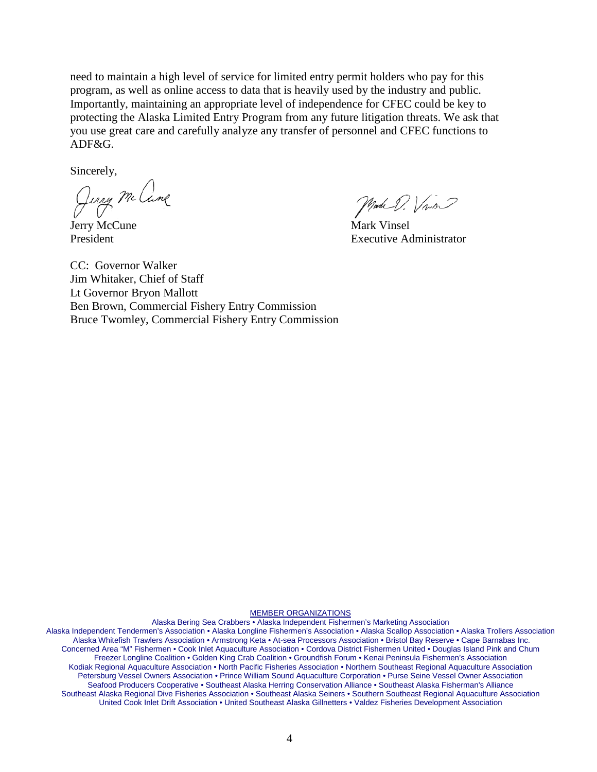need to maintain a high level of service for limited entry permit holders who pay for this program, as well as online access to data that is heavily used by the industry and public. Importantly, maintaining an appropriate level of independence for CFEC could be key to protecting the Alaska Limited Entry Program from any future litigation threats. We ask that you use great care and carefully analyze any transfer of personnel and CFEC functions to ADF&G.

Sincerely,

Jerry McCune
President

Mark Vinsel
Executive Administrator

CC: Governor Walker
Jim Whitaker, Chief of Staff
Lt Governor Bryon Mallott
Ben Brown, Commercial Fishery Entry Commission
Bruce Twomley, Commercial Fishery Entry Commission

MEMBER ORGANIZATIONS

Alaska Bering Sea Crabbers • Alaska Independent Fishermen's Marketing Association
Alaska Independent Tendermen's Association • Alaska Longline Fishermen's Association • Alaska Scallop Association • Alaska Trollers Association
Alaska Whitefish Trawlers Association • Armstrong Keta • At-sea Processors Association • Bristol Bay Reserve • Cape Barnabas Inc.
Concerned Area "M" Fishermen • Cook Inlet Aquaculture Association • Cordova District Fishermen United • Douglas Island Pink and Chum
Freezer Longline Coalition • Golden King Crab Coalition • Groundfish Forum • Kenai Peninsula Fishermen's Association
Kodiak Regional Aquaculture Association • North Pacific Fisheries Association • Northern Southeast Regional Aquaculture Association
Petersburg Vessel Owners Association • Prince William Sound Aquaculture Corporation • Purse Seine Vessel Owner Association
Seafood Producers Cooperative • Southeast Alaska Herring Conservation Alliance • Southeast Alaska Fisherman's Alliance
Southeast Alaska Regional Dive Fisheries Association • Southeast Alaska Seiners • Southern Southeast Regional Aquaculture Association
United Cook Inlet Drift Association • United Southeast Alaska Gillnetters • Valdez Fisheries Development Association